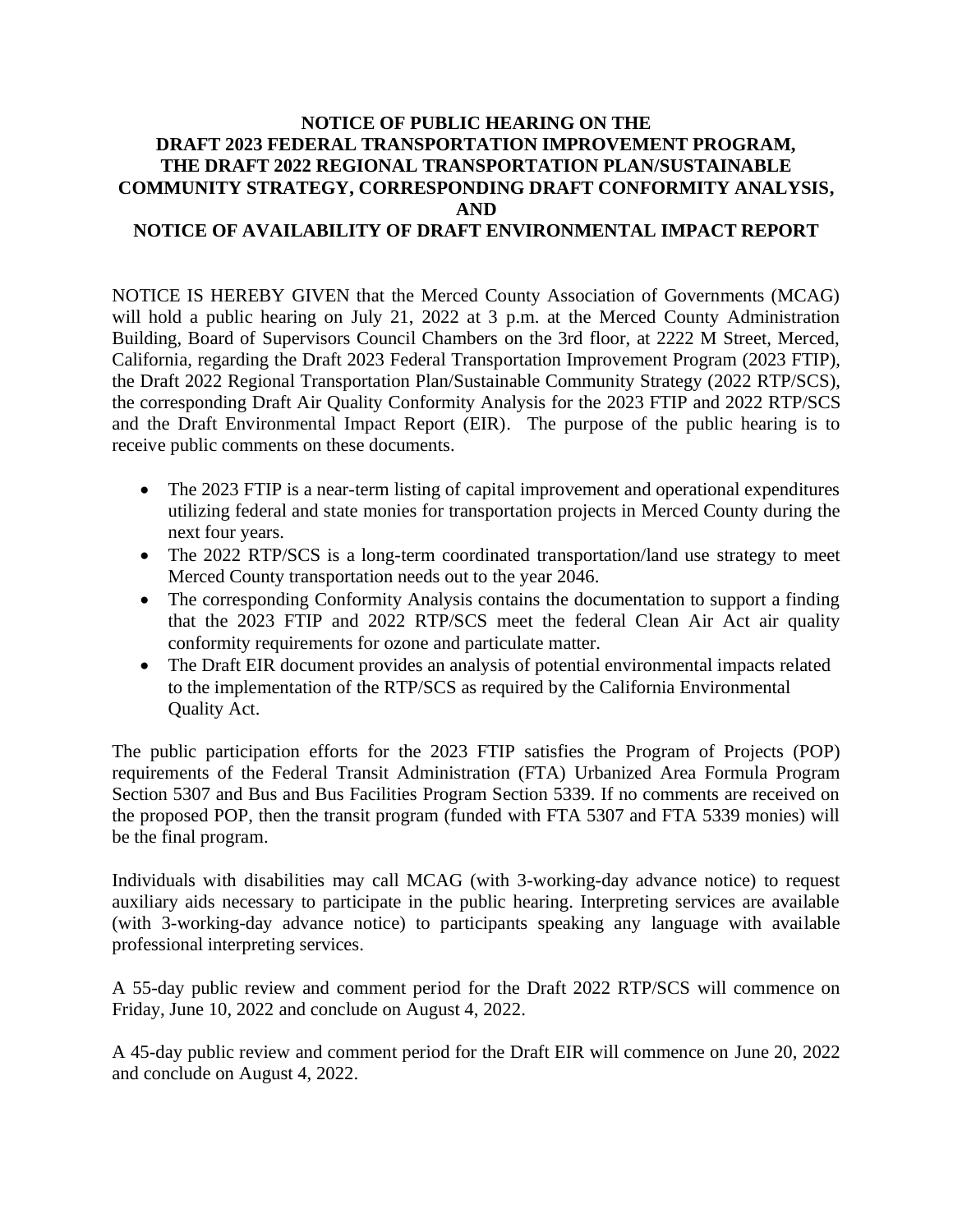# NOTICE OF PUBLIC HEARING ON THE DRAFT 2023 FEDERAL TRANSPORTATION IMPROVEMENT PROGRAM, THE DRAFT 2022 REGIONAL TRANSPORTATION PLAN/SUSTAINABLE COMMUNITY STRATEGY, CORRESPONDING DRAFT CONFORMITY ANALYSIS, AND NOTICE OF AVAILABILITY OF DRAFT ENVIRONMENTAL IMPACT REPORT

NOTICE IS HEREBY GIVEN that the Merced County Association of Governments (MCAG) will hold a public hearing on July 21, 2022 at 3 p.m. at the Merced County Administration Building, Board of Supervisors Council Chambers on the 3rd floor, at 2222 M Street, Merced, California, regarding the Draft 2023 Federal Transportation Improvement Program (2023 FTIP), the Draft 2022 Regional Transportation Plan/Sustainable Community Strategy (2022 RTP/SCS), the corresponding Draft Air Quality Conformity Analysis for the 2023 FTIP and 2022 RTP/SCS and the Draft Environmental Impact Report (EIR). The purpose of the public hearing is to receive public comments on these documents.

- The 2023 FTIP is a near-term listing of capital improvement and operational expenditures utilizing federal and state monies for transportation projects in Merced County during the next four years.
- The 2022 RTP/SCS is a long-term coordinated transportation/land use strategy to meet Merced County transportation needs out to the year 2046.
- The corresponding Conformity Analysis contains the documentation to support a finding that the 2023 FTIP and 2022 RTP/SCS meet the federal Clean Air Act air quality conformity requirements for ozone and particulate matter.
- The Draft EIR document provides an analysis of potential environmental impacts related to the implementation of the RTP/SCS as required by the California Environmental Quality Act.

The public participation efforts for the 2023 FTIP satisfies the Program of Projects (POP) requirements of the Federal Transit Administration (FTA) Urbanized Area Formula Program Section 5307 and Bus and Bus Facilities Program Section 5339. If no comments are received on the proposed POP, then the transit program (funded with FTA 5307 and FTA 5339 monies) will be the final program.

Individuals with disabilities may call MCAG (with 3-working-day advance notice) to request auxiliary aids necessary to participate in the public hearing. Interpreting services are available (with 3-working-day advance notice) to participants speaking any language with available professional interpreting services.

A 55-day public review and comment period for the Draft 2022 RTP/SCS will commence on Friday, June 10, 2022 and conclude on August 4, 2022.

A 45-day public review and comment period for the Draft EIR will commence on June 20, 2022 and conclude on August 4, 2022.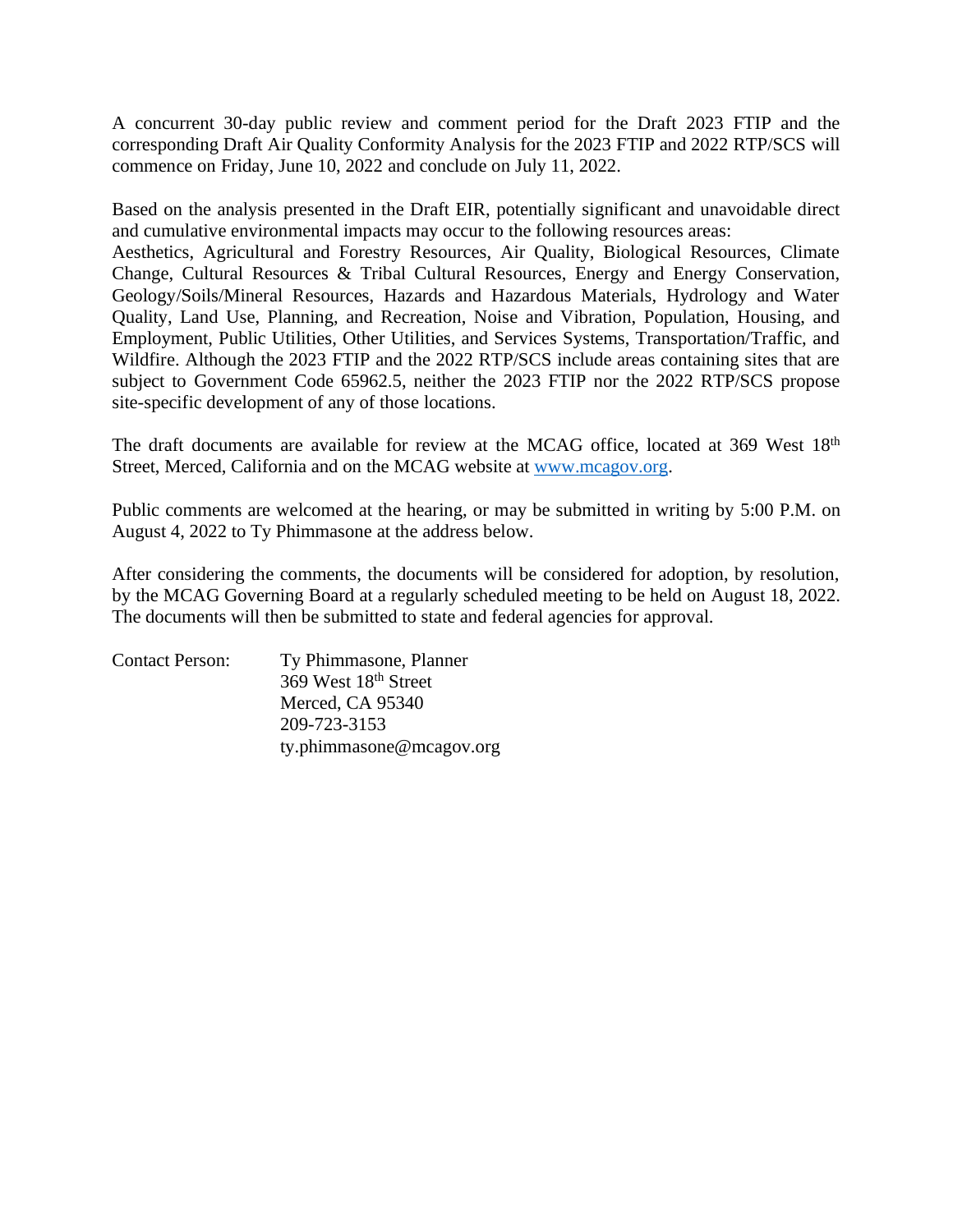A concurrent 30-day public review and comment period for the Draft 2023 FTIP and the corresponding Draft Air Quality Conformity Analysis for the 2023 FTIP and 2022 RTP/SCS will commence on Friday, June 10, 2022 and conclude on July 11, 2022.

Based on the analysis presented in the Draft EIR, potentially significant and unavoidable direct and cumulative environmental impacts may occur to the following resources areas: Aesthetics, Agricultural and Forestry Resources, Air Quality, Biological Resources, Climate Change, Cultural Resources & Tribal Cultural Resources, Energy and Energy Conservation, Geology/Soils/Mineral Resources, Hazards and Hazardous Materials, Hydrology and Water Quality, Land Use, Planning, and Recreation, Noise and Vibration, Population, Housing, and Employment, Public Utilities, Other Utilities, and Services Systems, Transportation/Traffic, and Wildfire. Although the 2023 FTIP and the 2022 RTP/SCS include areas containing sites that are subject to Government Code 65962.5, neither the 2023 FTIP nor the 2022 RTP/SCS propose site-specific development of any of those locations.

The draft documents are available for review at the MCAG office, located at 369 West 18th Street, Merced, California and on the MCAG website at www.mcagov.org.

Public comments are welcomed at the hearing, or may be submitted in writing by 5:00 P.M. on August 4, 2022 to Ty Phimmasone at the address below.

After considering the comments, the documents will be considered for adoption, by resolution, by the MCAG Governing Board at a regularly scheduled meeting to be held on August 18, 2022. The documents will then be submitted to state and federal agencies for approval.

Contact Person: Ty Phimmasone, Planner
369 West 18th Street
Merced, CA 95340
209-723-3153
ty.phimmasone@mcagov.org